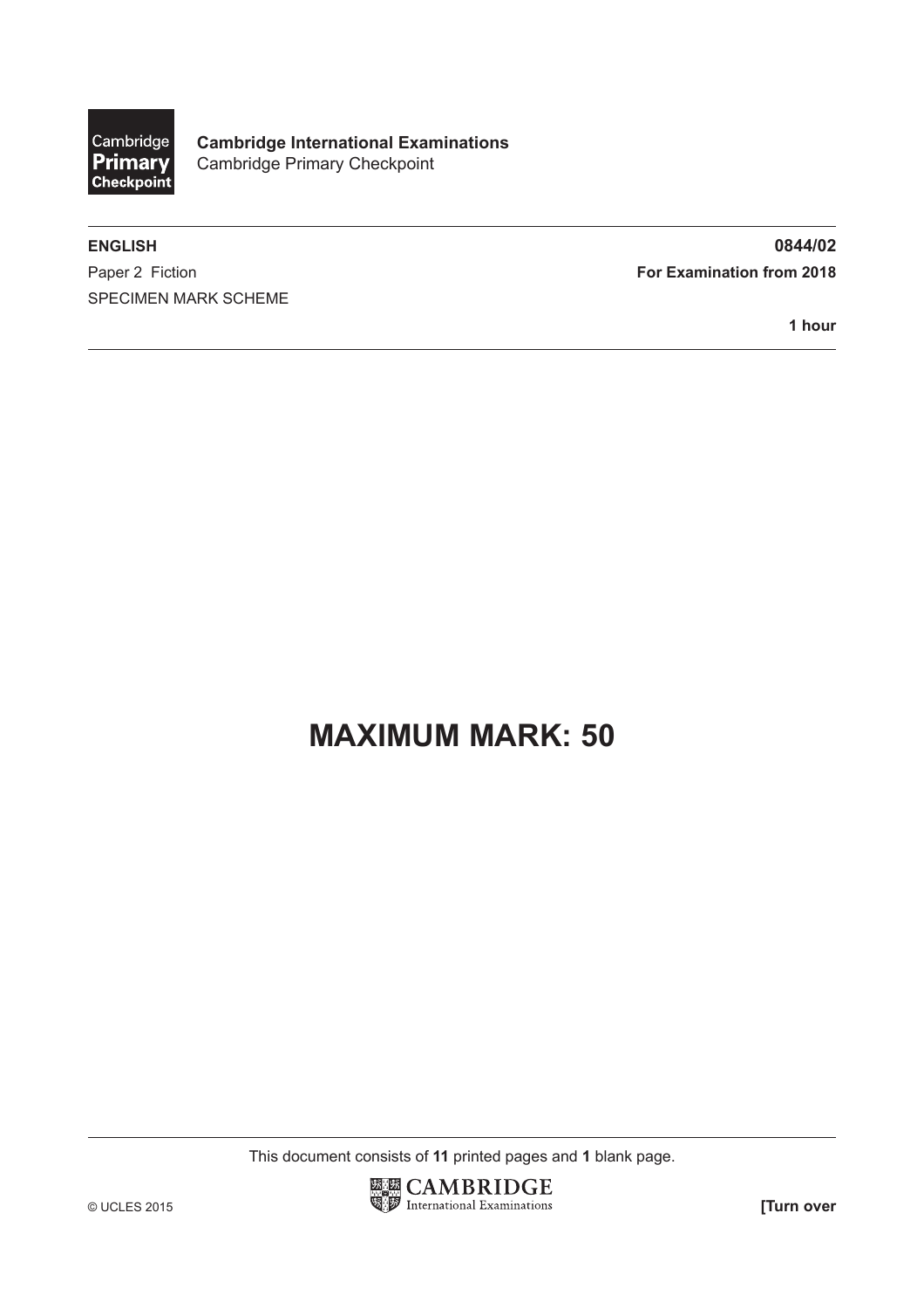Cambridge Primary Checkpoint

**Cambridge International Examinations**
Cambridge Primary Checkpoint

**ENGLISH** **0844/02**

Paper 2 Fiction **For Examination from 2018**

SPECIMEN MARK SCHEME

**1 hour**

# MAXIMUM MARK: 50

This document consists of **11** printed pages and **1** blank page.

© UCLES 2015

CAMBRIDGE International Examinations

**[Turn over**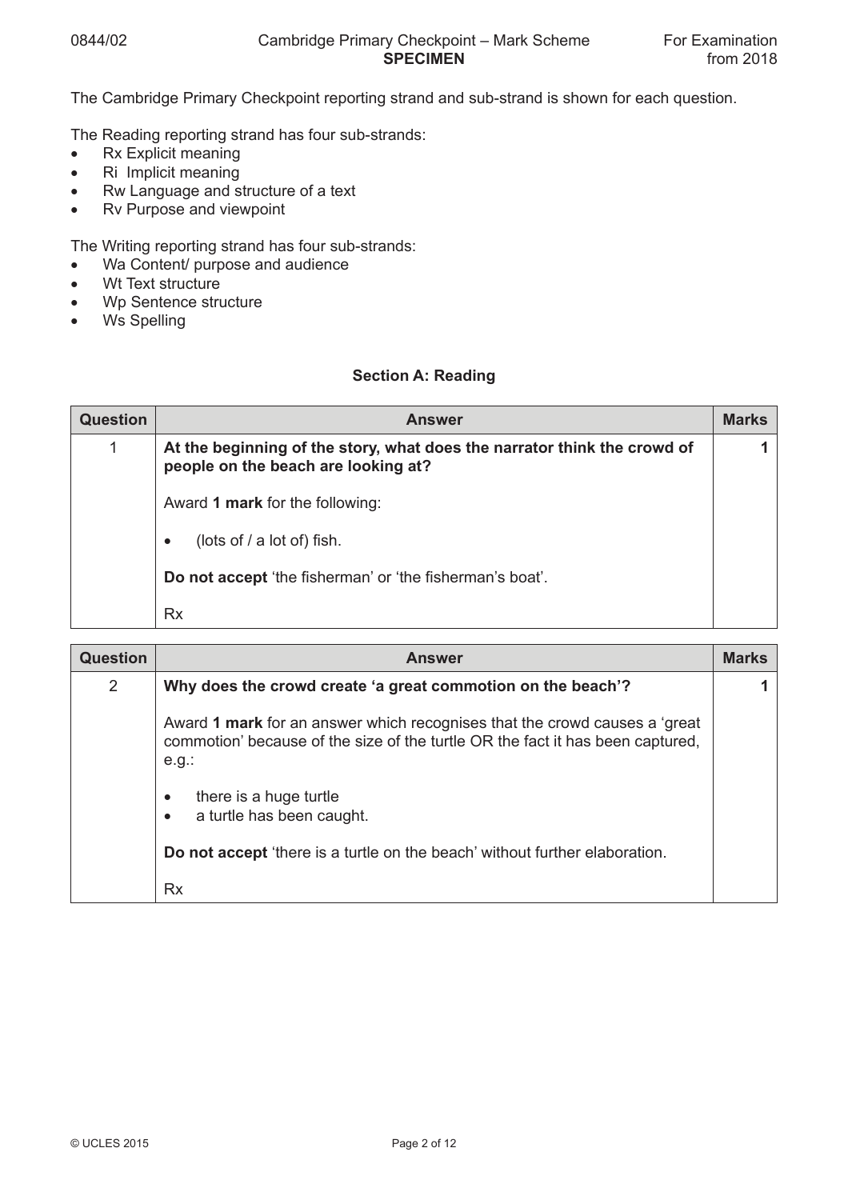The Cambridge Primary Checkpoint reporting strand and sub-strand is shown for each question.

The Reading reporting strand has four sub-strands:

- Rx Explicit meaning
- Ri Implicit meaning
- Rw Language and structure of a text
- Rv Purpose and viewpoint

The Writing reporting strand has four sub-strands:

- Wa Content/ purpose and audience
- Wt Text structure
- Wp Sentence structure
- Ws Spelling

## Section A: Reading

| Question | Answer | Marks |
|---|---|---|
| 1 | **At the beginning of the story, what does the narrator think the crowd of people on the beach are looking at?**<br><br>Award **1 mark** for the following:<br><br>• (lots of / a lot of) fish.<br><br>**Do not accept** 'the fisherman' or 'the fisherman's boat'.<br><br>Rx | **1** |

| Question | Answer | Marks |
|---|---|---|
| 2 | **Why does the crowd create 'a great commotion on the beach'?**<br><br>Award **1 mark** for an answer which recognises that the crowd causes a 'great commotion' because of the size of the turtle OR the fact it has been captured, e.g.:<br><br>• there is a huge turtle<br>• a turtle has been caught.<br><br>**Do not accept** 'there is a turtle on the beach' without further elaboration.<br><br>Rx | **1** |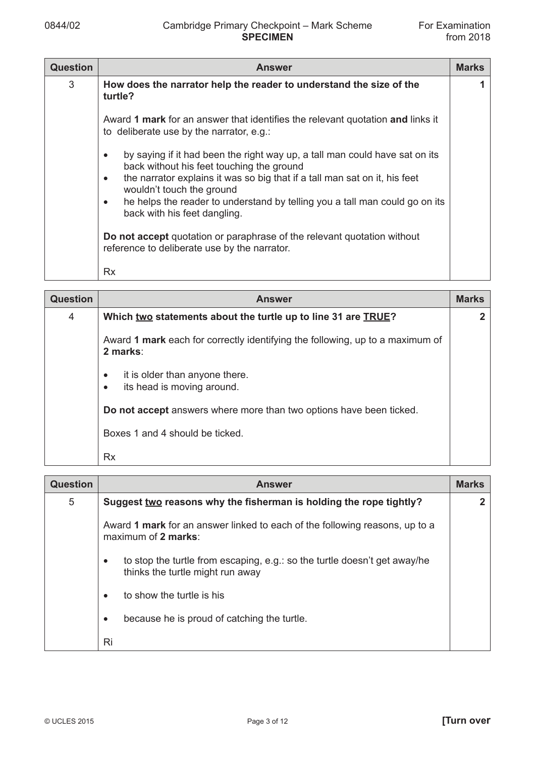| Question | Answer | Marks |
|---|---|---|
| 3 | **How does the narrator help the reader to understand the size of the turtle?**<br><br>Award **1 mark** for an answer that identifies the relevant quotation **and** links it to deliberate use by the narrator, e.g.:<br><br>• by saying if it had been the right way up, a tall man could have sat on its back without his feet touching the ground<br>• the narrator explains it was so big that if a tall man sat on it, his feet wouldn't touch the ground<br>• he helps the reader to understand by telling you a tall man could go on its back with his feet dangling.<br><br>**Do not accept** quotation or paraphrase of the relevant quotation without reference to deliberate use by the narrator.<br><br>Rx | 1 |

| Question | Answer | Marks |
|---|---|---|
| 4 | **Which <u>two</u> statements about the turtle up to line 31 are <u>TRUE</u>?**<br><br>Award **1 mark** each for correctly identifying the following, up to a maximum of **2 marks**:<br><br>• it is older than anyone there.<br>• its head is moving around.<br><br>**Do not accept** answers where more than two options have been ticked.<br><br>Boxes 1 and 4 should be ticked.<br><br>Rx | 2 |

| Question | Answer | Marks |
|---|---|---|
| 5 | **Suggest <u>two</u> reasons why the fisherman is holding the rope tightly?**<br><br>Award **1 mark** for an answer linked to each of the following reasons, up to a maximum of **2 marks**:<br><br>• to stop the turtle from escaping, e.g.: so the turtle doesn't get away/he thinks the turtle might run away<br><br>• to show the turtle is his<br><br>• because he is proud of catching the turtle.<br><br>Ri | 2 |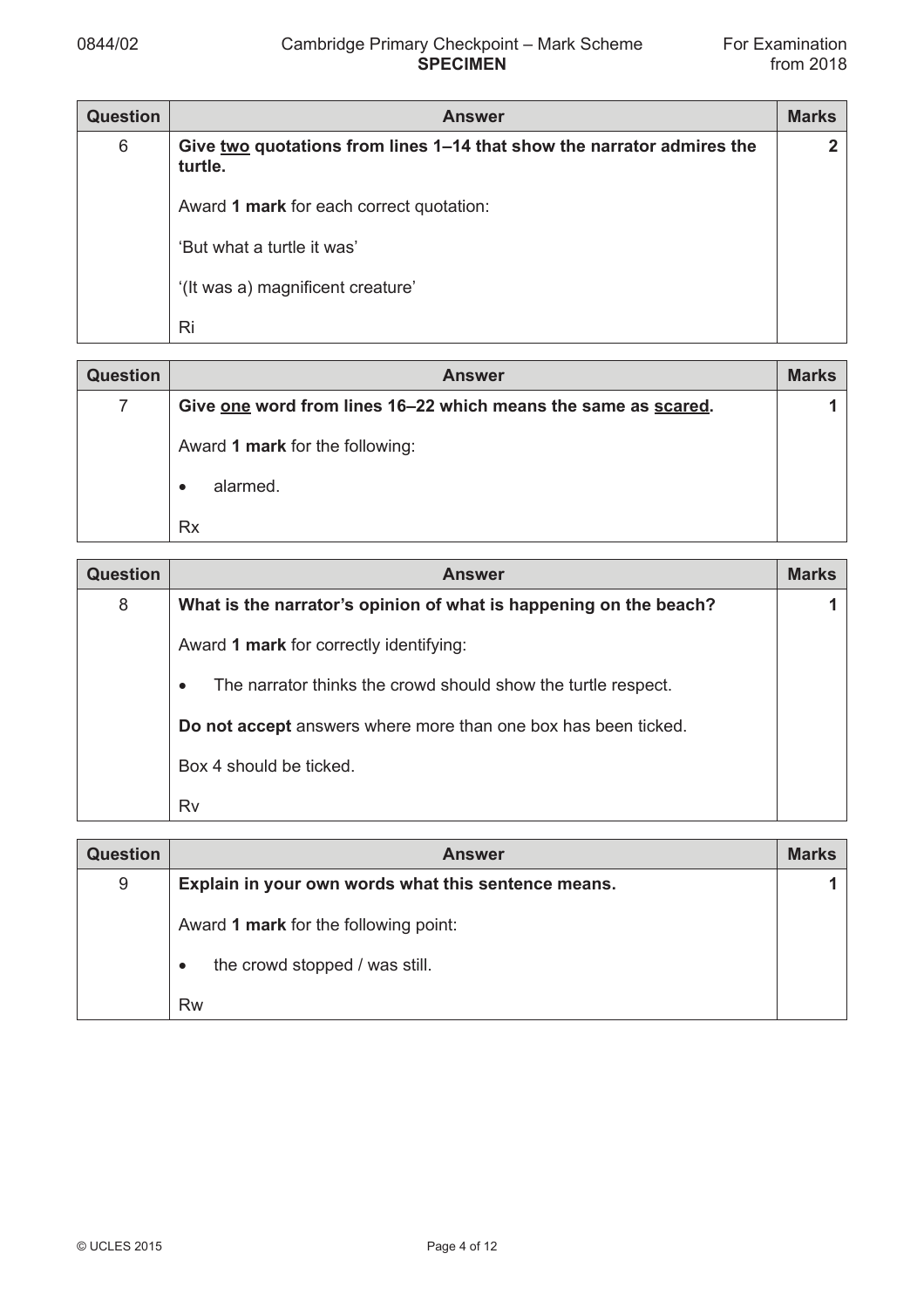| Question | Answer | Marks |
|---|---|---|
| 6 | **Give two quotations from lines 1–14 that show the narrator admires the turtle.**<br><br>Award **1 mark** for each correct quotation:<br><br>'But what a turtle it was'<br><br>'(It was a) magnificent creature'<br><br>Ri | **2** |

| Question | Answer | Marks |
|---|---|---|
| 7 | **Give one word from lines 16–22 which means the same as scared.**<br><br>Award **1 mark** for the following:<br><br>• alarmed.<br><br>Rx | **1** |

| Question | Answer | Marks |
|---|---|---|
| 8 | **What is the narrator's opinion of what is happening on the beach?**<br><br>Award **1 mark** for correctly identifying:<br><br>• The narrator thinks the crowd should show the turtle respect.<br><br>**Do not accept** answers where more than one box has been ticked.<br><br>Box 4 should be ticked.<br><br>Rv | **1** |

| Question | Answer | Marks |
|---|---|---|
| 9 | **Explain in your own words what this sentence means.**<br><br>Award **1 mark** for the following point:<br><br>• the crowd stopped / was still.<br><br>Rw | **1** |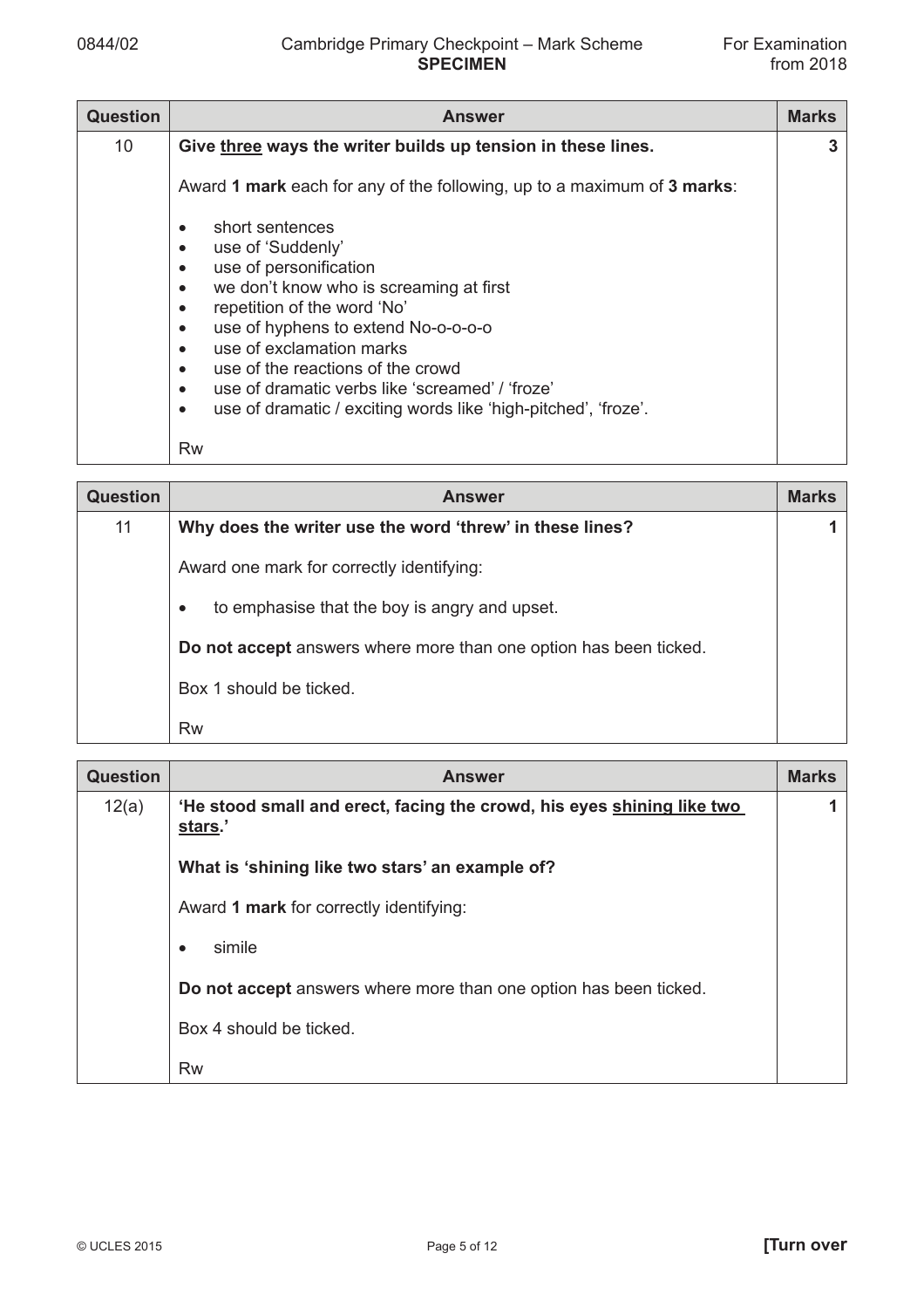| Question | Answer | Marks |
|---|---|---|
| 10 | **Give <u>three</u> ways the writer builds up tension in these lines.**<br><br>Award **1 mark** each for any of the following, up to a maximum of **3 marks**:<br><br>• short sentences<br>• use of 'Suddenly'<br>• use of personification<br>• we don't know who is screaming at first<br>• repetition of the word 'No'<br>• use of hyphens to extend No-o-o-o-o<br>• use of exclamation marks<br>• use of the reactions of the crowd<br>• use of dramatic verbs like 'screamed' / 'froze'<br>• use of dramatic / exciting words like 'high-pitched', 'froze'.<br><br>Rw | 3 |

| Question | Answer | Marks |
|---|---|---|
| 11 | **Why does the writer use the word 'threw' in these lines?**<br><br>Award one mark for correctly identifying:<br><br>• to emphasise that the boy is angry and upset.<br><br>**Do not accept** answers where more than one option has been ticked.<br><br>Box 1 should be ticked.<br><br>Rw | 1 |

| Question | Answer | Marks |
|---|---|---|
| 12(a) | **'He stood small and erect, facing the crowd, his eyes <u>shining like two stars</u>.'**<br><br>**What is 'shining like two stars' an example of?**<br><br>Award **1 mark** for correctly identifying:<br><br>• simile<br><br>**Do not accept** answers where more than one option has been ticked.<br><br>Box 4 should be ticked.<br><br>Rw | 1 |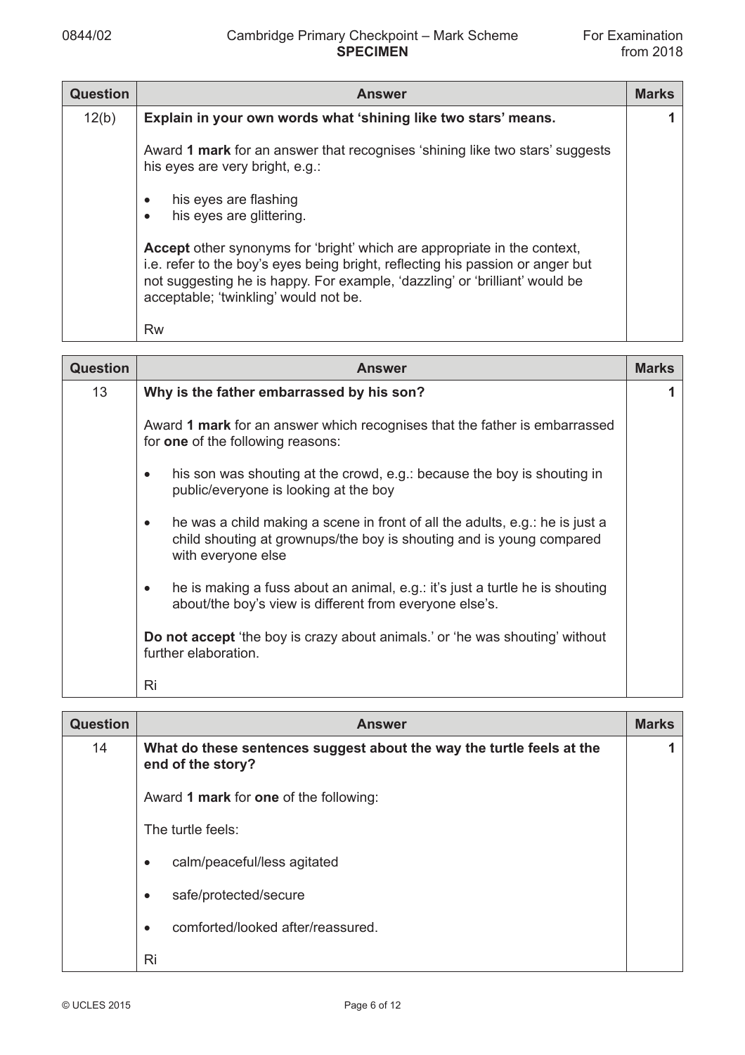| Question | Answer | Marks |
|---|---|---|
| 12(b) | **Explain in your own words what 'shining like two stars' means.**<br><br>Award **1 mark** for an answer that recognises 'shining like two stars' suggests his eyes are very bright, e.g.:<br><br>• his eyes are flashing<br>• his eyes are glittering.<br><br>**Accept** other synonyms for 'bright' which are appropriate in the context, i.e. refer to the boy's eyes being bright, reflecting his passion or anger but not suggesting he is happy. For example, 'dazzling' or 'brilliant' would be acceptable; 'twinkling' would not be.<br><br>Rw | 1 |

| Question | Answer | Marks |
|---|---|---|
| 13 | **Why is the father embarrassed by his son?**<br><br>Award **1 mark** for an answer which recognises that the father is embarrassed for **one** of the following reasons:<br><br>• his son was shouting at the crowd, e.g.: because the boy is shouting in public/everyone is looking at the boy<br><br>• he was a child making a scene in front of all the adults, e.g.: he is just a child shouting at grownups/the boy is shouting and is young compared with everyone else<br><br>• he is making a fuss about an animal, e.g.: it's just a turtle he is shouting about/the boy's view is different from everyone else's.<br><br>**Do not accept** 'the boy is crazy about animals.' or 'he was shouting' without further elaboration.<br><br>Ri | 1 |

| Question | Answer | Marks |
|---|---|---|
| 14 | **What do these sentences suggest about the way the turtle feels at the end of the story?**<br><br>Award **1 mark** for **one** of the following:<br><br>The turtle feels:<br><br>• calm/peaceful/less agitated<br><br>• safe/protected/secure<br><br>• comforted/looked after/reassured.<br><br>Ri | 1 |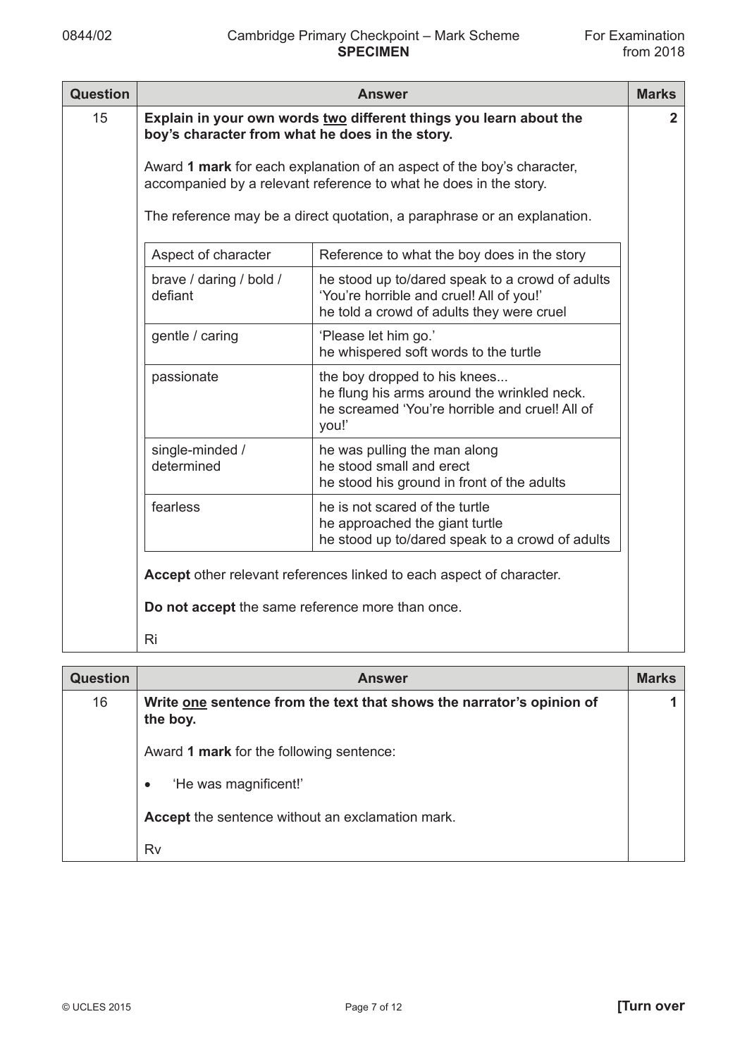| Question | Answer | Marks |
|---|---|---|
| 15 | **Explain in your own words two different things you learn about the boy's character from what he does in the story.**<br><br>Award **1 mark** for each explanation of an aspect of the boy's character, accompanied by a relevant reference to what he does in the story.<br><br>The reference may be a direct quotation, a paraphrase or an explanation. | **2** |

| Aspect of character | Reference to what the boy does in the story |
|---|---|
| brave / daring / bold / defiant | he stood up to/dared speak to a crowd of adults<br>'You're horrible and cruel! All of you!'<br>he told a crowd of adults they were cruel |
| gentle / caring | 'Please let him go.'<br>he whispered soft words to the turtle |
| passionate | the boy dropped to his knees...<br>he flung his arms around the wrinkled neck.<br>he screamed 'You're horrible and cruel! All of you!' |
| single-minded / determined | he was pulling the man along<br>he stood small and erect<br>he stood his ground in front of the adults |
| fearless | he is not scared of the turtle<br>he approached the giant turtle<br>he stood up to/dared speak to a crowd of adults |

**Accept** other relevant references linked to each aspect of character.

**Do not accept** the same reference more than once.

Ri

| Question | Answer | Marks |
|---|---|---|
| 16 | **Write one sentence from the text that shows the narrator's opinion of the boy.**<br><br>Award **1 mark** for the following sentence:<br><br>• 'He was magnificent!'<br><br>**Accept** the sentence without an exclamation mark.<br><br>Rv | **1** |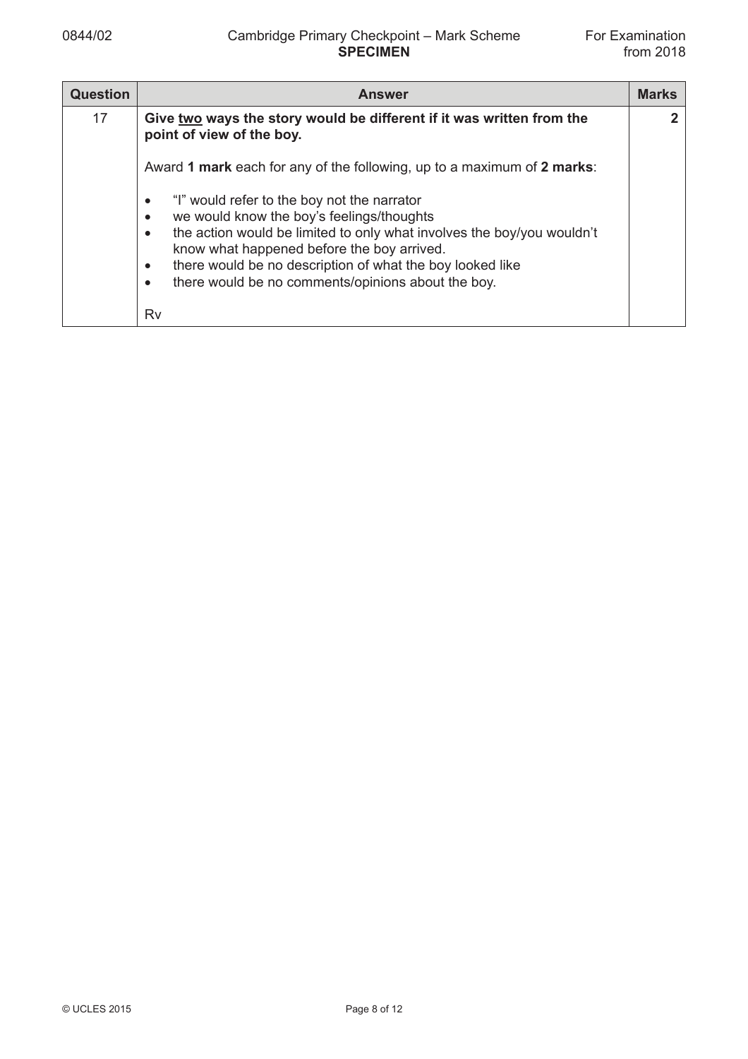| Question | Answer | Marks |
|---|---|---|
| 17 | **Give <u>two</u> ways the story would be different if it was written from the point of view of the boy.**<br><br>Award **1 mark** each for any of the following, up to a maximum of **2 marks**:<br><br>• "I" would refer to the boy not the narrator<br>• we would know the boy's feelings/thoughts<br>• the action would be limited to only what involves the boy/you wouldn't know what happened before the boy arrived.<br>• there would be no description of what the boy looked like<br>• there would be no comments/opinions about the boy.<br><br>Rv | 2 |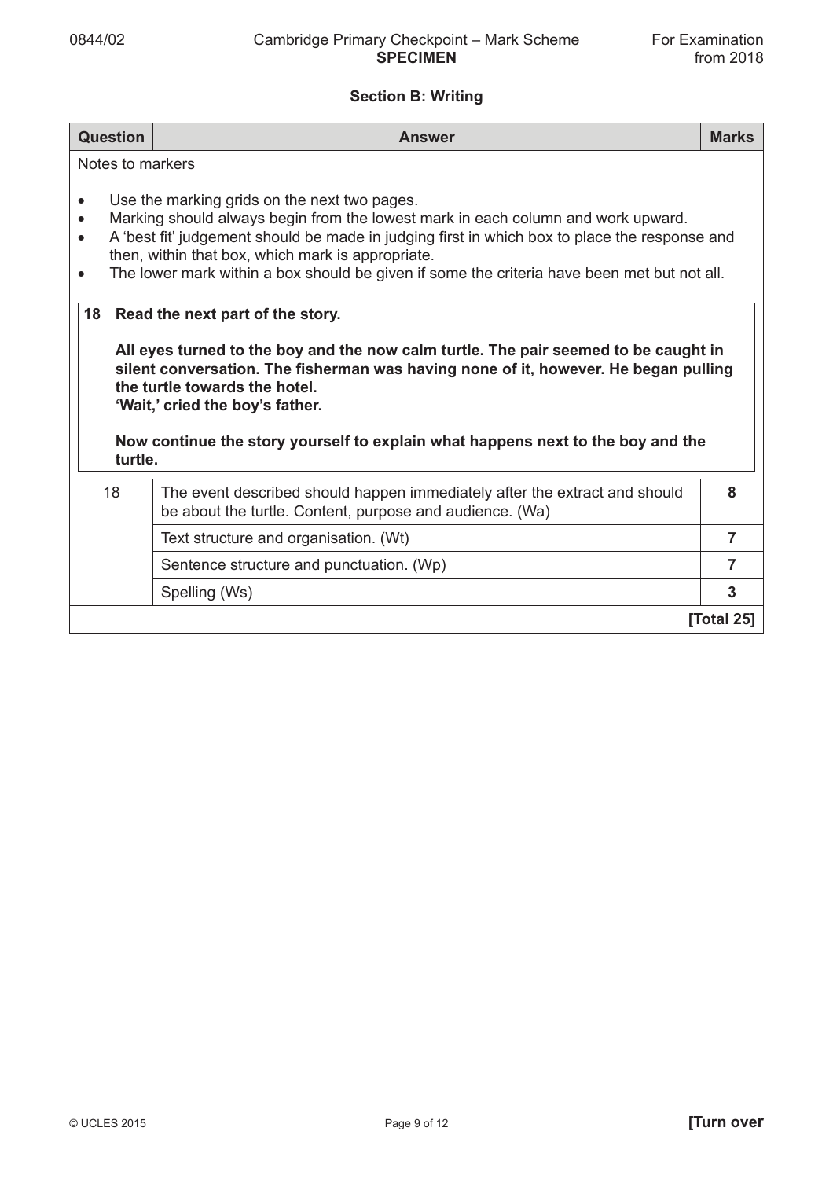## Section B: Writing

| Question | Answer | Marks |
|---|---|---|
| Notes to markers | | |

Notes to markers

- Use the marking grids on the next two pages.
- Marking should always begin from the lowest mark in each column and work upward.
- A 'best fit' judgement should be made in judging first in which box to place the response and then, within that box, which mark is appropriate.
- The lower mark within a box should be given if some the criteria have been met but not all.

**18 Read the next part of the story.**

**All eyes turned to the boy and the now calm turtle. The pair seemed to be caught in silent conversation. The fisherman was having none of it, however. He began pulling the turtle towards the hotel.**
**'Wait,' cried the boy's father.**

**Now continue the story yourself to explain what happens next to the boy and the turtle.**

| Question | Answer | Marks |
|---|---|---|
| 18 | The event described should happen immediately after the extract and should be about the turtle. Content, purpose and audience. (Wa) | 8 |
| | Text structure and organisation. (Wt) | 7 |
| | Sentence structure and punctuation. (Wp) | 7 |
| | Spelling (Ws) | 3 |
| | | **[Total 25]** |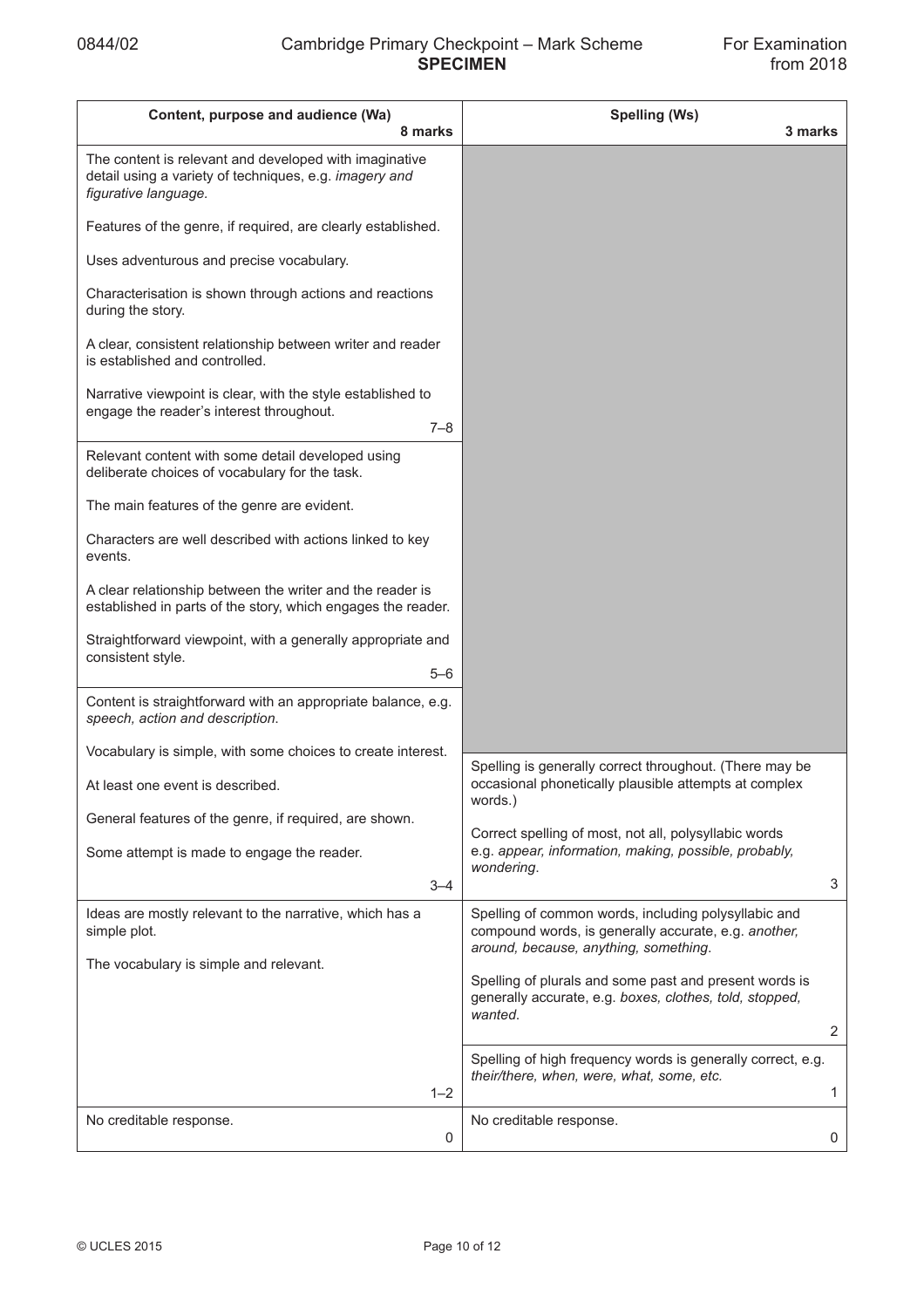| Content, purpose and audience (Wa) 8 marks | | Spelling (Ws) 3 marks | |
|---|---|---|---|
| The content is relevant and developed with imaginative detail using a variety of techniques, e.g. *imagery and figurative language*.<br><br>Features of the genre, if required, are clearly established.<br><br>Uses adventurous and precise vocabulary.<br><br>Characterisation is shown through actions and reactions during the story.<br><br>A clear, consistent relationship between writer and reader is established and controlled.<br><br>Narrative viewpoint is clear, with the style established to engage the reader's interest throughout. | 7–8 | | |
| Relevant content with some detail developed using deliberate choices of vocabulary for the task.<br><br>The main features of the genre are evident.<br><br>Characters are well described with actions linked to key events.<br><br>A clear relationship between the writer and the reader is established in parts of the story, which engages the reader.<br><br>Straightforward viewpoint, with a generally appropriate and consistent style. | 5–6 | | |
| Content is straightforward with an appropriate balance, e.g. *speech, action and description*.<br><br>Vocabulary is simple, with some choices to create interest.<br><br>At least one event is described.<br><br>General features of the genre, if required, are shown.<br><br>Some attempt is made to engage the reader. | 3–4 | Spelling is generally correct throughout. (There may be occasional phonetically plausible attempts at complex words.)<br><br>Correct spelling of most, not all, polysyllabic words e.g. *appear, information, making, possible, probably, wondering*. | 3 |
| Ideas are mostly relevant to the narrative, which has a simple plot.<br><br>The vocabulary is simple and relevant. | 1–2 | Spelling of common words, including polysyllabic and compound words, is generally accurate, e.g. *another, around, because, anything, something*.<br><br>Spelling of plurals and some past and present words is generally accurate, e.g. *boxes, clothes, told, stopped, wanted*. | 2 |
| | | Spelling of high frequency words is generally correct, e.g. *their/there, when, were, what, some, etc.* | 1 |
| No creditable response. | 0 | No creditable response. | 0 |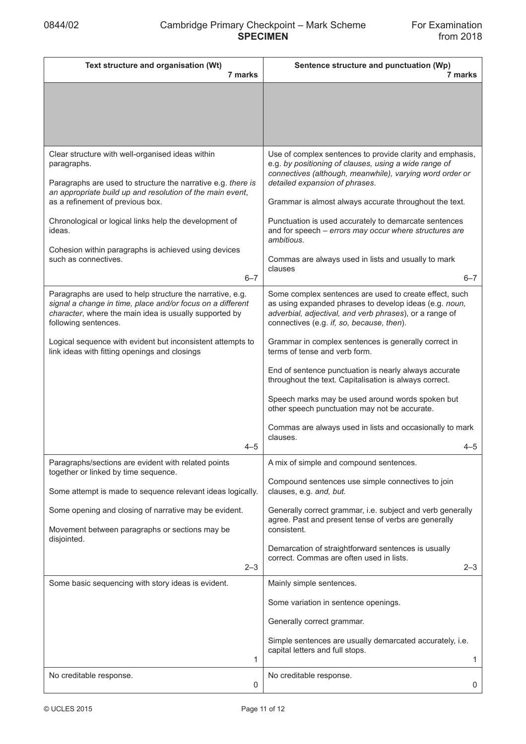| Text structure and organisation (Wt) 7 marks | Sentence structure and punctuation (Wp) 7 marks |
|---|---|
| | |
| Clear structure with well-organised ideas within paragraphs.<br><br>Paragraphs are used to structure the narrative e.g. *there is an appropriate build up and resolution of the main event*, as a refinement of previous box.<br><br>Chronological or logical links help the development of ideas.<br><br>Cohesion within paragraphs is achieved using devices such as connectives.<br><br>6–7 | Use of complex sentences to provide clarity and emphasis, e.g. *by positioning of clauses, using a wide range of connectives (although, meanwhile), varying word order or detailed expansion of phrases.*<br><br>Grammar is almost always accurate throughout the text.<br><br>Punctuation is used accurately to demarcate sentences and for speech – *errors may occur where structures are ambitious.*<br><br>Commas are always used in lists and usually to mark clauses<br><br>6–7 |
| Paragraphs are used to help structure the narrative, e.g. *signal a change in time, place and/or focus on a different character*, where the main idea is usually supported by following sentences.<br><br>Logical sequence with evident but inconsistent attempts to link ideas with fitting openings and closings<br><br>4–5 | Some complex sentences are used to create effect, such as using expanded phrases to develop ideas (e.g. *noun, adverbial, adjectival, and verb phrases*), or a range of connectives (e.g. *if, so, because, then*).<br><br>Grammar in complex sentences is generally correct in terms of tense and verb form.<br><br>End of sentence punctuation is nearly always accurate throughout the text. Capitalisation is always correct.<br><br>Speech marks may be used around words spoken but other speech punctuation may not be accurate.<br><br>Commas are always used in lists and occasionally to mark clauses.<br><br>4–5 |
| Paragraphs/sections are evident with related points together or linked by time sequence.<br><br>Some attempt is made to sequence relevant ideas logically.<br><br>Some opening and closing of narrative may be evident.<br><br>Movement between paragraphs or sections may be disjointed.<br><br>2–3 | A mix of simple and compound sentences.<br><br>Compound sentences use simple connectives to join clauses, e.g. *and, but.*<br><br>Generally correct grammar, i.e. subject and verb generally agree. Past and present tense of verbs are generally consistent.<br><br>Demarcation of straightforward sentences is usually correct. Commas are often used in lists.<br><br>2–3 |
| Some basic sequencing with story ideas is evident.<br><br>1 | Mainly simple sentences.<br><br>Some variation in sentence openings.<br><br>Generally correct grammar.<br><br>Simple sentences are usually demarcated accurately, i.e. capital letters and full stops.<br><br>1 |
| No creditable response.<br><br>0 | No creditable response.<br><br>0 |